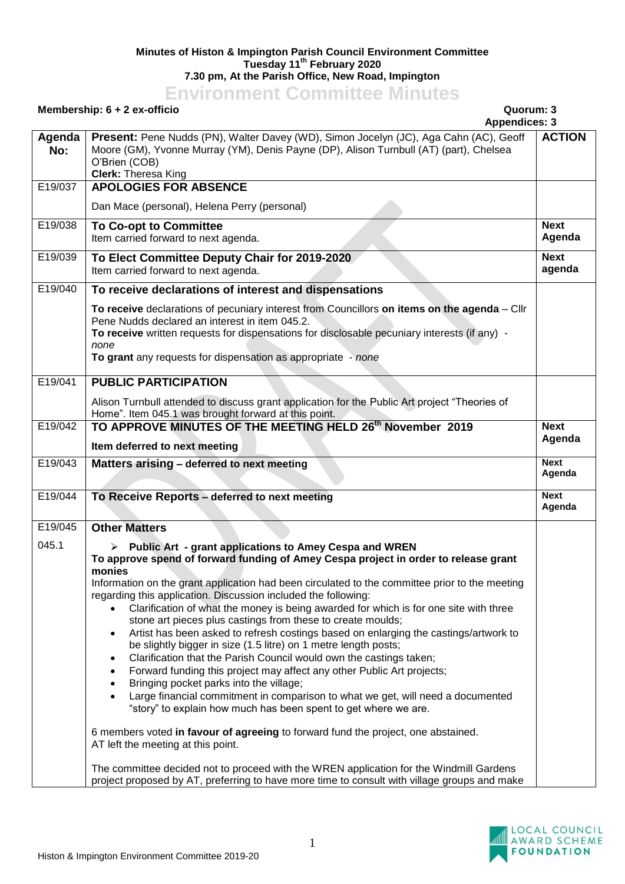**Minutes of Histon & Impington Parish Council Environment Committee**
**Tuesday 11th February 2020**
**7.30 pm, At the Parish Office, New Road, Impington**

# Environment Committee Minutes

**Membership: 6 + 2 ex-officio** | **Quorum: 3**
**Appendices: 3**

| Agenda No: | **Present:** Pene Nudds (PN), Walter Davey (WD), Simon Jocelyn (JC), Aga Cahn (AC), Geoff Moore (GM), Yvonne Murray (YM), Denis Payne (DP), Alison Turnbull (AT) (part), Chelsea O'Brien (COB)<br>**Clerk:** Theresa King | **ACTION** |
|---|---|---|
| E19/037 | **APOLOGIES FOR ABSENCE**<br><br>Dan Mace (personal), Helena Perry (personal) | |
| E19/038 | **To Co-opt to Committee**<br>Item carried forward to next agenda. | **Next Agenda** |
| E19/039 | **To Elect Committee Deputy Chair for 2019-2020**<br>Item carried forward to next agenda. | **Next agenda** |
| E19/040 | **To receive declarations of interest and dispensations**<br><br>**To receive** declarations of pecuniary interest from Councillors **on items on the agenda** – Cllr Pene Nudds declared an interest in item 045.2.<br>**To receive** written requests for dispensations for disclosable pecuniary interests (if any) - *none*<br>**To grant** any requests for dispensation as appropriate - *none* | |
| E19/041 | **PUBLIC PARTICIPATION**<br><br>Alison Turnbull attended to discuss grant application for the Public Art project "Theories of Home". Item 045.1 was brought forward at this point. | |
| E19/042 | **TO APPROVE MINUTES OF THE MEETING HELD 26th November 2019**<br><br>**Item deferred to next meeting** | **Next Agenda** |
| E19/043 | **Matters arising – deferred to next meeting** | **Next Agenda** |
| E19/044 | **To Receive Reports – deferred to next meeting** | **Next Agenda** |
| E19/045 | **Other Matters** | |
| 045.1 | ➢ **Public Art - grant applications to Amey Cespa and WREN**<br>**To approve spend of forward funding of Amey Cespa project in order to release grant monies**<br>Information on the grant application had been circulated to the committee prior to the meeting regarding this application. Discussion included the following:<br>• Clarification of what the money is being awarded for which is for one site with three stone art pieces plus castings from these to create moulds;<br>• Artist has been asked to refresh costings based on enlarging the castings/artwork to be slightly bigger in size (1.5 litre) on 1 metre length posts;<br>• Clarification that the Parish Council would own the castings taken;<br>• Forward funding this project may affect any other Public Art projects;<br>• Bringing pocket parks into the village;<br>• Large financial commitment in comparison to what we get, will need a documented "story" to explain how much has been spent to get where we are.<br><br>6 members voted **in favour of agreeing** to forward fund the project, one abstained.<br>AT left the meeting at this point.<br><br>The committee decided not to proceed with the WREN application for the Windmill Gardens project proposed by AT, preferring to have more time to consult with village groups and make | |

Histon & Impington Environment Committee 2019-20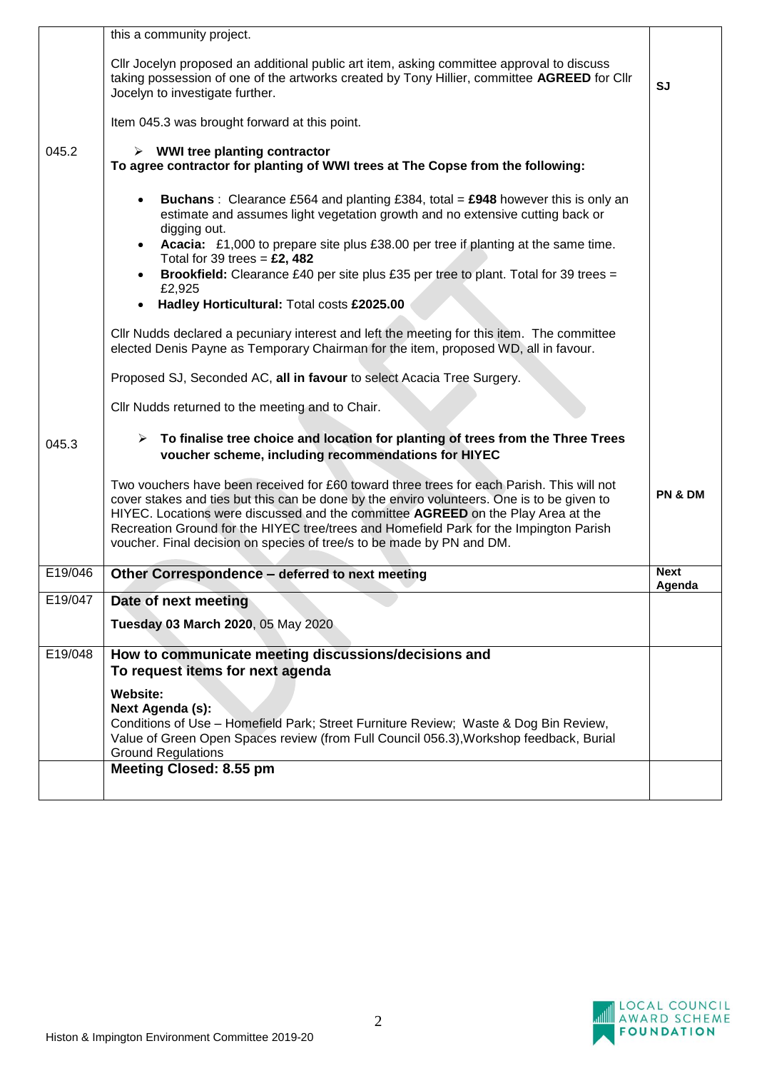| | | |
|---|---|---|
| | this a community project.<br><br>Cllr Jocelyn proposed an additional public art item, asking committee approval to discuss taking possession of one of the artworks created by Tony Hillier, committee **AGREED** for Cllr Jocelyn to investigate further.<br><br>Item 045.3 was brought forward at this point. | **SJ** |
| 045.2 | ➢ **WWI tree planting contractor**<br>**To agree contractor for planting of WWI trees at The Copse from the following:**<br><br>• **Buchans** : Clearance £564 and planting £384, total = **£948** however this is only an estimate and assumes light vegetation growth and no extensive cutting back or digging out.<br>• **Acacia:** £1,000 to prepare site plus £38.00 per tree if planting at the same time. Total for 39 trees = **£2, 482**<br>• **Brookfield:** Clearance £40 per site plus £35 per tree to plant. Total for 39 trees = £2,925<br>• **Hadley Horticultural:** Total costs **£2025.00**<br><br>Cllr Nudds declared a pecuniary interest and left the meeting for this item. The committee elected Denis Payne as Temporary Chairman for the item, proposed WD, all in favour.<br><br>Proposed SJ, Seconded AC, **all in favour** to select Acacia Tree Surgery.<br><br>Cllr Nudds returned to the meeting and to Chair. | |
| 045.3 | ➢ **To finalise tree choice and location for planting of trees from the Three Trees voucher scheme, including recommendations for HIYEC**<br><br>Two vouchers have been received for £60 toward three trees for each Parish. This will not cover stakes and ties but this can be done by the enviro volunteers. One is to be given to HIYEC. Locations were discussed and the committee **AGREED** on the Play Area at the Recreation Ground for the HIYEC tree/trees and Homefield Park for the Impington Parish voucher. Final decision on species of tree/s to be made by PN and DM. | **PN & DM** |
| E19/046 | **Other Correspondence – deferred to next meeting** | **Next Agenda** |
| E19/047 | **Date of next meeting**<br><br>**Tuesday 03 March 2020**, 05 May 2020 | |
| E19/048 | **How to communicate meeting discussions/decisions and To request items for next agenda**<br><br>**Website:**<br>**Next Agenda (s):**<br>Conditions of Use – Homefield Park; Street Furniture Review; Waste & Dog Bin Review, Value of Green Open Spaces review (from Full Council 056.3), Workshop feedback, Burial Ground Regulations | |
| | **Meeting Closed: 8.55 pm** | |